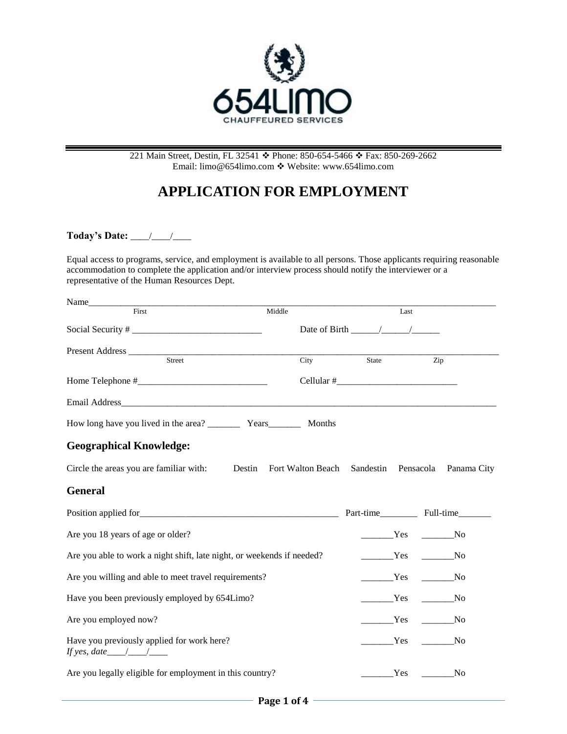654LIMO
CHAUFFEURED SERVICES

221 Main Street, Destin, FL 32541 ❖ Phone: 850-654-5466 ❖ Fax: 850-269-2662
Email: limo@654limo.com ❖ Website: www.654limo.com

# APPLICATION FOR EMPLOYMENT

**Today's Date:** ____/____/____

Equal access to programs, service, and employment is available to all persons. Those applicants requiring reasonable accommodation to complete the application and/or interview process should notify the interviewer or a representative of the Human Resources Dept.

Name_______________________________________________________________________________
First Middle Last

Social Security # ___________________________ Date of Birth ______/______/______

Present Address _____________________________________________________________________
Street City State Zip

Home Telephone #___________________________ Cellular #__________________________

Email Address_______________________________________________________________________

How long have you lived in the area? _______ Years_______ Months

## Geographical Knowledge:

Circle the areas you are familiar with: Destin Fort Walton Beach Sandestin Pensacola Panama City

## General

Position applied for__________________________________________ Part-time________ Full-time_______

Are you 18 years of age or older? _______Yes _______No

Are you able to work a night shift, late night, or weekends if needed? _______Yes _______No

Are you willing and able to meet travel requirements? _______Yes _______No

Have you been previously employed by 654Limo? _______Yes _______No

Are you employed now? _______Yes _______No

Have you previously applied for work here? _______Yes _______No
*If yes, date____/____/____*

Are you legally eligible for employment in this country? _______Yes _______No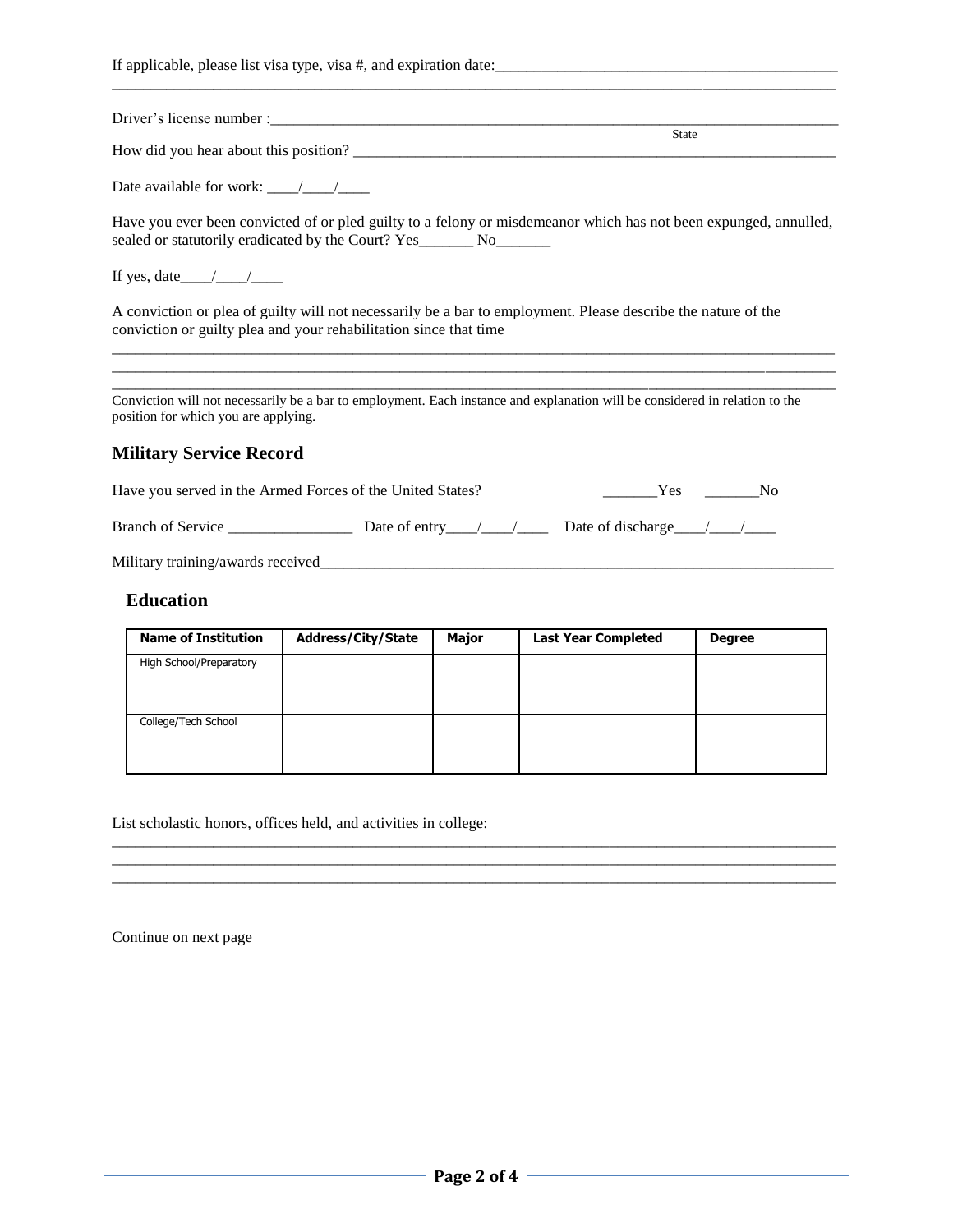If applicable, please list visa type, visa #, and expiration date:____________________________________________

________________________________________________________________________________________________

Driver's license number :_______________________________________________________________________
State

How did you hear about this position? _________________________________________________________

Date available for work: ____/____/____

Have you ever been convicted of or pled guilty to a felony or misdemeanor which has not been expunged, annulled, sealed or statutorily eradicated by the Court? Yes_______ No_______

If yes, date____/____/____

A conviction or plea of guilty will not necessarily be a bar to employment. Please describe the nature of the conviction or guilty plea and your rehabilitation since that time

________________________________________________________________________________________________
________________________________________________________________________________________________
________________________________________________________________________________________________

Conviction will not necessarily be a bar to employment. Each instance and explanation will be considered in relation to the position for which you are applying.

## Military Service Record

Have you served in the Armed Forces of the United States? _______Yes _______No

Branch of Service ________________ Date of entry____/____/____ Date of discharge____/____/____

Military training/awards received_______________________________________________________________

## Education

| Name of Institution | Address/City/State | Major | Last Year Completed | Degree |
|---|---|---|---|---|
| High School/Preparatory | | | | |
| College/Tech School | | | | |

List scholastic honors, offices held, and activities in college:

________________________________________________________________________________________________
________________________________________________________________________________________________
________________________________________________________________________________________________

Continue on next page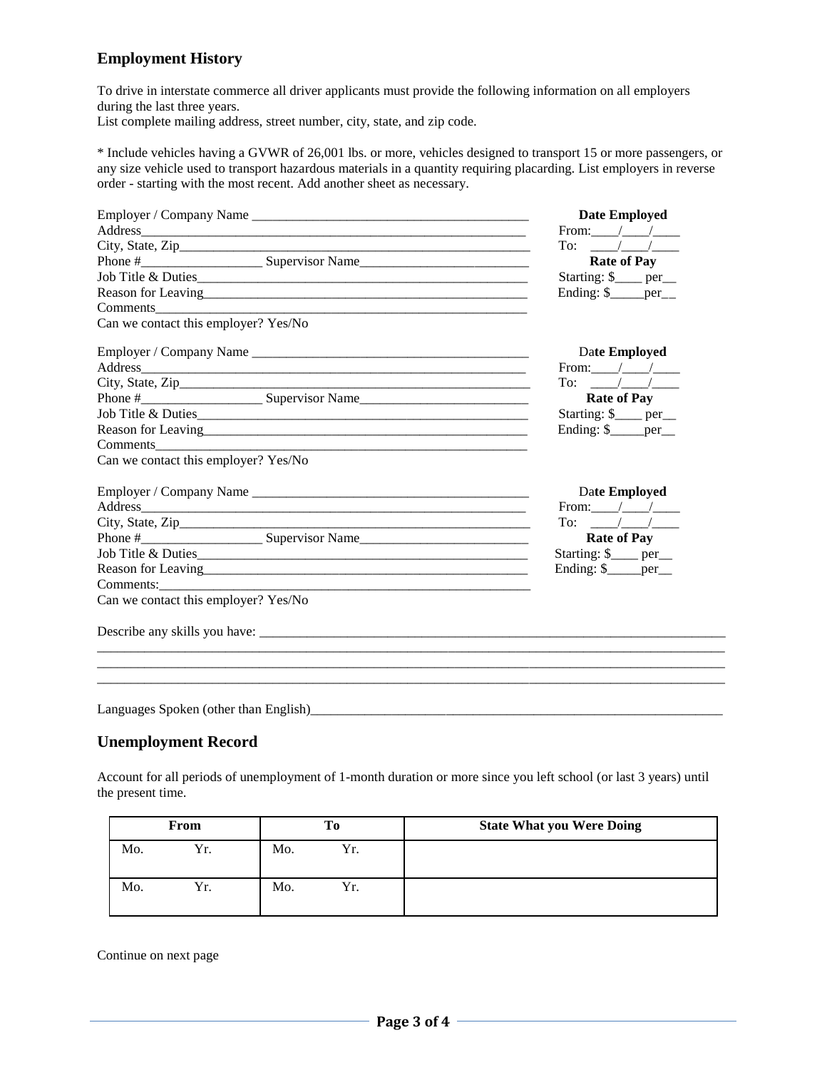## Employment History

To drive in interstate commerce all driver applicants must provide the following information on all employers during the last three years.
List complete mailing address, street number, city, state, and zip code.

* Include vehicles having a GVWR of 26,001 lbs. or more, vehicles designed to transport 15 or more passengers, or any size vehicle used to transport hazardous materials in a quantity requiring placarding. List employers in reverse order - starting with the most recent. Add another sheet as necessary.

Employer / Company Name ___________________________________________
Address____________________________________________________________
City, State, Zip______________________________________________________
Phone #__________________ Supervisor Name_________________________
Job Title & Duties____________________________________________________
Reason for Leaving___________________________________________________
Comments__________________________________________________________
Can we contact this employer? Yes/No

**Date Employed**
From:____/____/____
To: ____/____/____
**Rate of Pay**
Starting: $____ per__
Ending: $_____per__

Employer / Company Name ___________________________________________
Address____________________________________________________________
City, State, Zip______________________________________________________
Phone #__________________ Supervisor Name_________________________
Job Title & Duties____________________________________________________
Reason for Leaving___________________________________________________
Comments__________________________________________________________
Can we contact this employer? Yes/No

**Date Employed**
From:____/____/____
To: ____/____/____
**Rate of Pay**
Starting: $____ per__
Ending: $_____per__

Employer / Company Name ___________________________________________
Address____________________________________________________________
City, State, Zip______________________________________________________
Phone #__________________ Supervisor Name_________________________
Job Title & Duties____________________________________________________
Reason for Leaving___________________________________________________
Comments:__________________________________________________________
Can we contact this employer? Yes/No

**Date Employed**
From:____/____/____
To: ____/____/____
**Rate of Pay**
Starting: $____ per__
Ending: $_____per__

Describe any skills you have: ___________________________________________________________________________
____________________________________________________________________________________________
____________________________________________________________________________________________
____________________________________________________________________________________________

Languages Spoken (other than English)_____________________________________________________________

## Unemployment Record

Account for all periods of unemployment of 1-month duration or more since you left school (or last 3 years) until the present time.

| From | | To | | State What you Were Doing |
|---|---|---|---|---|
| Mo. | Yr. | Mo. | Yr. | |
| Mo. | Yr. | Mo. | Yr. | |

Continue on next page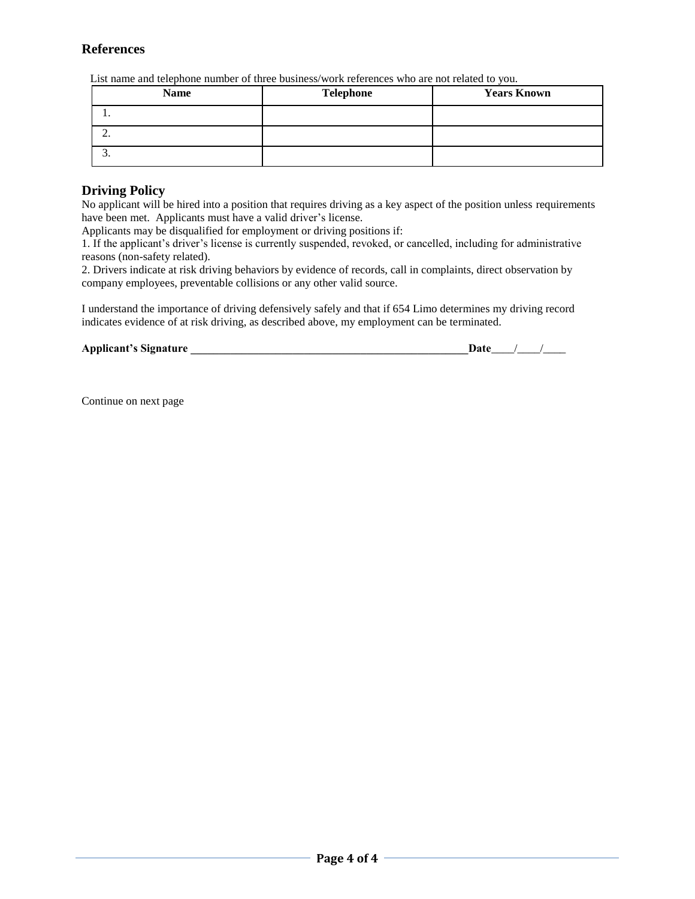## References

List name and telephone number of three business/work references who are not related to you.

| Name | Telephone | Years Known |
|---|---|---|
| 1. | | |
| 2. | | |
| 3. | | |

## Driving Policy

No applicant will be hired into a position that requires driving as a key aspect of the position unless requirements have been met. Applicants must have a valid driver's license.

Applicants may be disqualified for employment or driving positions if:

1. If the applicant's driver's license is currently suspended, revoked, or cancelled, including for administrative reasons (non-safety related).
2. Drivers indicate at risk driving behaviors by evidence of records, call in complaints, direct observation by company employees, preventable collisions or any other valid source.

I understand the importance of driving defensively safely and that if 654 Limo determines my driving record indicates evidence of at risk driving, as described above, my employment can be terminated.

**Applicant's Signature** ________________________________________________**Date**____/____/____

Continue on next page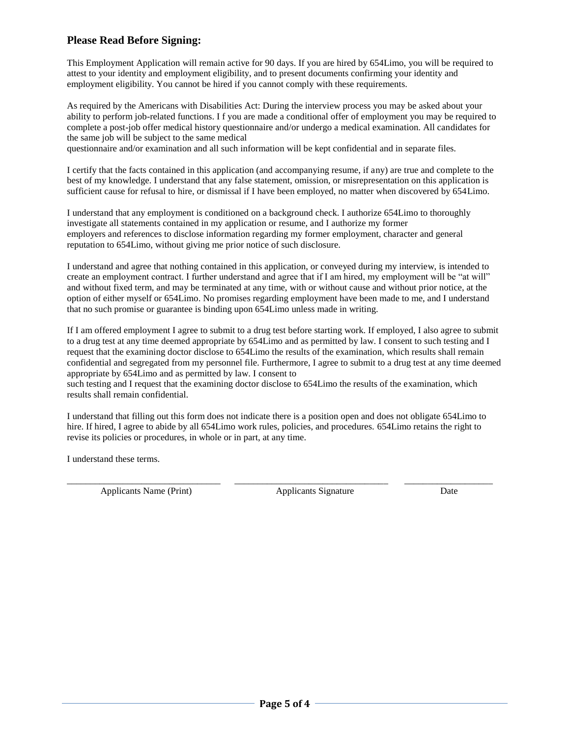## Please Read Before Signing:

This Employment Application will remain active for 90 days. If you are hired by 654Limo, you will be required to attest to your identity and employment eligibility, and to present documents confirming your identity and employment eligibility. You cannot be hired if you cannot comply with these requirements.

As required by the Americans with Disabilities Act: During the interview process you may be asked about your ability to perform job-related functions. I f you are made a conditional offer of employment you may be required to complete a post-job offer medical history questionnaire and/or undergo a medical examination. All candidates for the same job will be subject to the same medical questionnaire and/or examination and all such information will be kept confidential and in separate files.

I certify that the facts contained in this application (and accompanying resume, if any) are true and complete to the best of my knowledge. I understand that any false statement, omission, or misrepresentation on this application is sufficient cause for refusal to hire, or dismissal if I have been employed, no matter when discovered by 654Limo.

I understand that any employment is conditioned on a background check. I authorize 654Limo to thoroughly investigate all statements contained in my application or resume, and I authorize my former employers and references to disclose information regarding my former employment, character and general reputation to 654Limo, without giving me prior notice of such disclosure.

I understand and agree that nothing contained in this application, or conveyed during my interview, is intended to create an employment contract. I further understand and agree that if I am hired, my employment will be "at will" and without fixed term, and may be terminated at any time, with or without cause and without prior notice, at the option of either myself or 654Limo. No promises regarding employment have been made to me, and I understand that no such promise or guarantee is binding upon 654Limo unless made in writing.

If I am offered employment I agree to submit to a drug test before starting work. If employed, I also agree to submit to a drug test at any time deemed appropriate by 654Limo and as permitted by law. I consent to such testing and I request that the examining doctor disclose to 654Limo the results of the examination, which results shall remain confidential and segregated from my personnel file. Furthermore, I agree to submit to a drug test at any time deemed appropriate by 654Limo and as permitted by law. I consent to such testing and I request that the examining doctor disclose to 654Limo the results of the examination, which results shall remain confidential.

I understand that filling out this form does not indicate there is a position open and does not obligate 654Limo to hire. If hired, I agree to abide by all 654Limo work rules, policies, and procedures. 654Limo retains the right to revise its policies or procedures, in whole or in part, at any time.

I understand these terms.

| | | |
|---|---|---|
| ________________________________ | ________________________________ | __________________ |
| Applicants Name (Print) | Applicants Signature | Date |